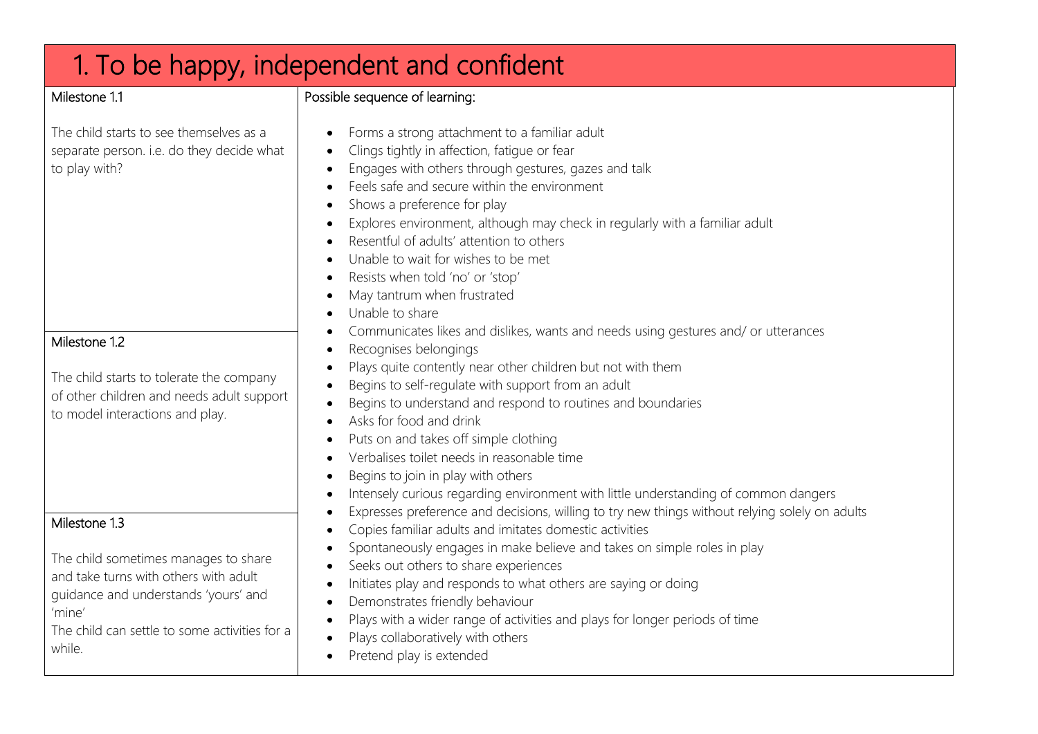# 1. To be happy, independent and confident

| Milestone | Possible sequence of learning: |
| --- | --- |
| **Milestone 1.1**<br><br>The child starts to see themselves as a separate person. i.e. do they decide what to play with? | • Forms a strong attachment to a familiar adult<br>• Clings tightly in affection, fatigue or fear<br>• Engages with others through gestures, gazes and talk<br>• Feels safe and secure within the environment<br>• Shows a preference for play<br>• Explores environment, although may check in regularly with a familiar adult<br>• Resentful of adults' attention to others<br>• Unable to wait for wishes to be met<br>• Resists when told 'no' or 'stop'<br>• May tantrum when frustrated<br>• Unable to share |
| **Milestone 1.2**<br><br>The child starts to tolerate the company of other children and needs adult support to model interactions and play. | • Communicates likes and dislikes, wants and needs using gestures and/ or utterances<br>• Recognises belongings<br>• Plays quite contently near other children but not with them<br>• Begins to self-regulate with support from an adult<br>• Begins to understand and respond to routines and boundaries<br>• Asks for food and drink<br>• Puts on and takes off simple clothing<br>• Verbalises toilet needs in reasonable time<br>• Begins to join in play with others<br>• Intensely curious regarding environment with little understanding of common dangers |
| **Milestone 1.3**<br><br>The child sometimes manages to share and take turns with others with adult guidance and understands 'yours' and 'mine'<br>The child can settle to some activities for a while. | • Expresses preference and decisions, willing to try new things without relying solely on adults<br>• Copies familiar adults and imitates domestic activities<br>• Spontaneously engages in make believe and takes on simple roles in play<br>• Seeks out others to share experiences<br>• Initiates play and responds to what others are saying or doing<br>• Demonstrates friendly behaviour<br>• Plays with a wider range of activities and plays for longer periods of time<br>• Plays collaboratively with others<br>• Pretend play is extended |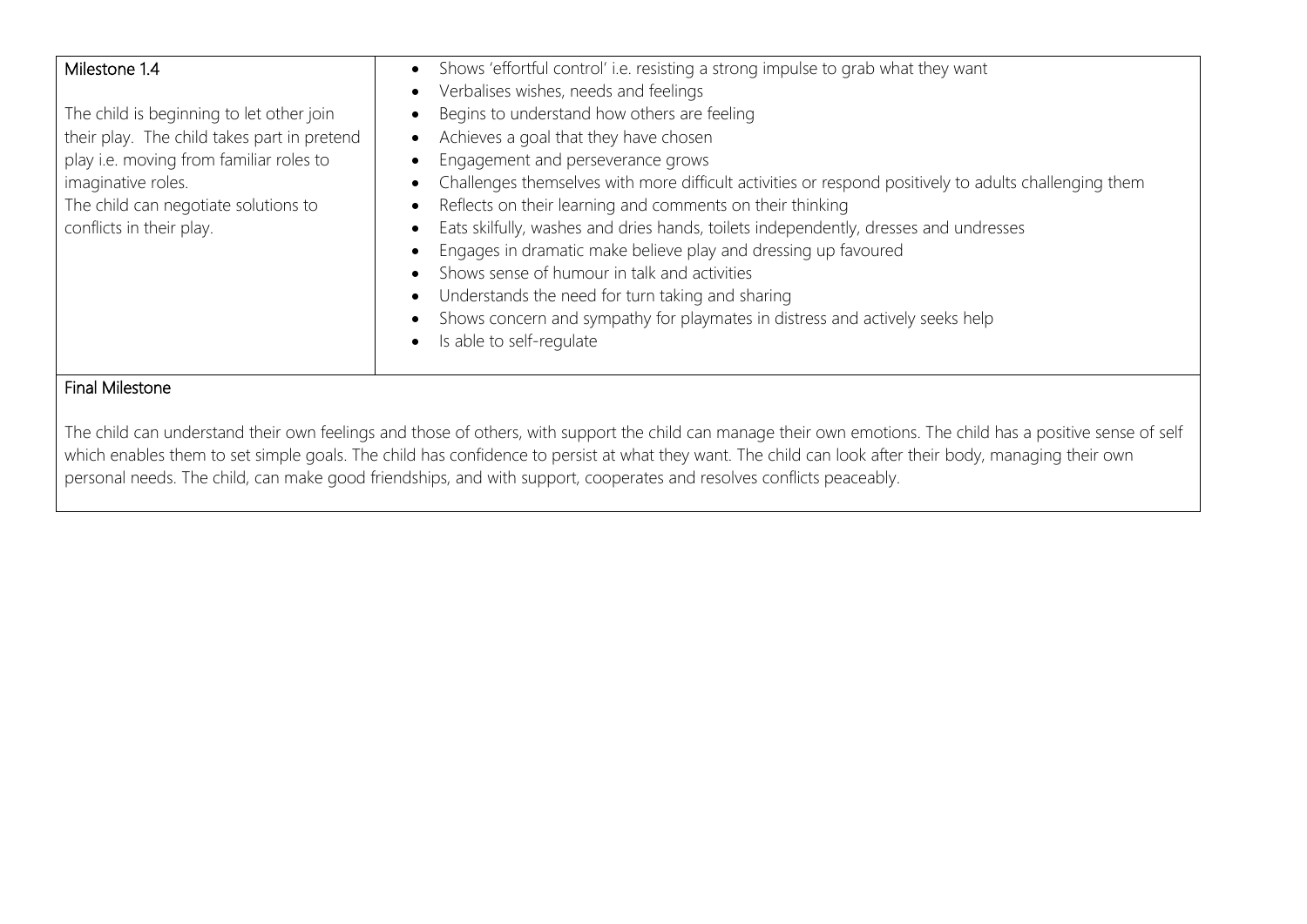| | |
|---|---|
| **Milestone 1.4**<br><br>The child is beginning to let other join their play. The child takes part in pretend play i.e. moving from familiar roles to imaginative roles.<br>The child can negotiate solutions to conflicts in their play. | • Shows 'effortful control' i.e. resisting a strong impulse to grab what they want<br>• Verbalises wishes, needs and feelings<br>• Begins to understand how others are feeling<br>• Achieves a goal that they have chosen<br>• Engagement and perseverance grows<br>• Challenges themselves with more difficult activities or respond positively to adults challenging them<br>• Reflects on their learning and comments on their thinking<br>• Eats skilfully, washes and dries hands, toilets independently, dresses and undresses<br>• Engages in dramatic make believe play and dressing up favoured<br>• Shows sense of humour in talk and activities<br>• Understands the need for turn taking and sharing<br>• Shows concern and sympathy for playmates in distress and actively seeks help<br>• Is able to self-regulate |
| **Final Milestone**<br><br>The child can understand their own feelings and those of others, with support the child can manage their own emotions. The child has a positive sense of self which enables them to set simple goals. The child has confidence to persist at what they want. The child can look after their body, managing their own personal needs. The child, can make good friendships, and with support, cooperates and resolves conflicts peaceably. | |